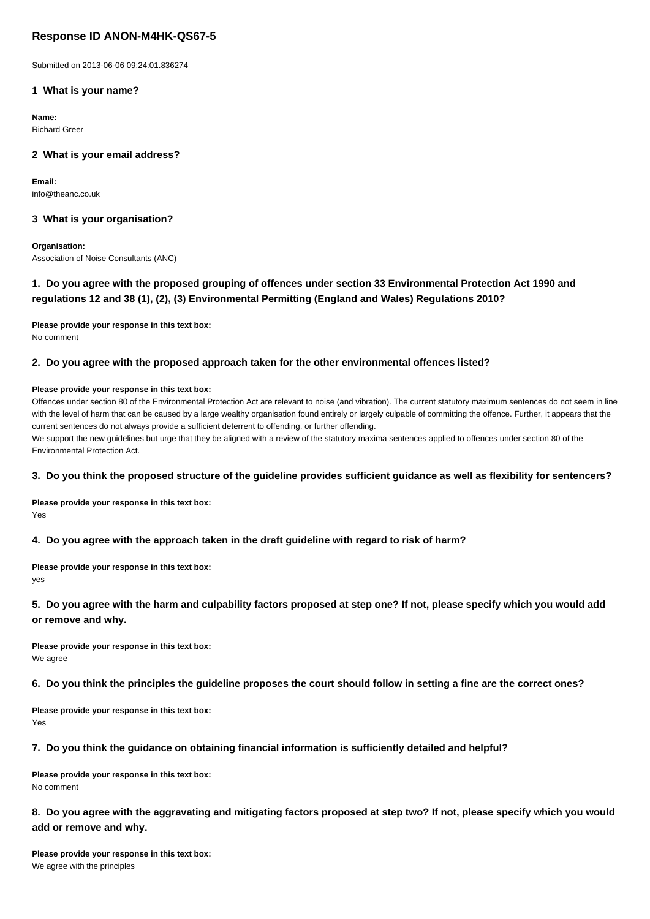# Response ID ANON-M4HK-QS67-5

Submitted on 2013-06-06 09:24:01.836274

### 1 What is your name?

**Name:**
Richard Greer

### 2 What is your email address?

**Email:**
info@theanc.co.uk

### 3 What is your organisation?

**Organisation:**
Association of Noise Consultants (ANC)

### 1. Do you agree with the proposed grouping of offences under section 33 Environmental Protection Act 1990 and regulations 12 and 38 (1), (2), (3) Environmental Permitting (England and Wales) Regulations 2010?

**Please provide your response in this text box:**
No comment

### 2. Do you agree with the proposed approach taken for the other environmental offences listed?

**Please provide your response in this text box:**
Offences under section 80 of the Environmental Protection Act are relevant to noise (and vibration). The current statutory maximum sentences do not seem in line with the level of harm that can be caused by a large wealthy organisation found entirely or largely culpable of committing the offence. Further, it appears that the current sentences do not always provide a sufficient deterrent to offending, or further offending.
We support the new guidelines but urge that they be aligned with a review of the statutory maxima sentences applied to offences under section 80 of the Environmental Protection Act.

### 3. Do you think the proposed structure of the guideline provides sufficient guidance as well as flexibility for sentencers?

**Please provide your response in this text box:**
Yes

### 4. Do you agree with the approach taken in the draft guideline with regard to risk of harm?

**Please provide your response in this text box:**
yes

### 5. Do you agree with the harm and culpability factors proposed at step one? If not, please specify which you would add or remove and why.

**Please provide your response in this text box:**
We agree

### 6. Do you think the principles the guideline proposes the court should follow in setting a fine are the correct ones?

**Please provide your response in this text box:**
Yes

### 7. Do you think the guidance on obtaining financial information is sufficiently detailed and helpful?

**Please provide your response in this text box:**
No comment

### 8. Do you agree with the aggravating and mitigating factors proposed at step two? If not, please specify which you would add or remove and why.

**Please provide your response in this text box:**
We agree with the principles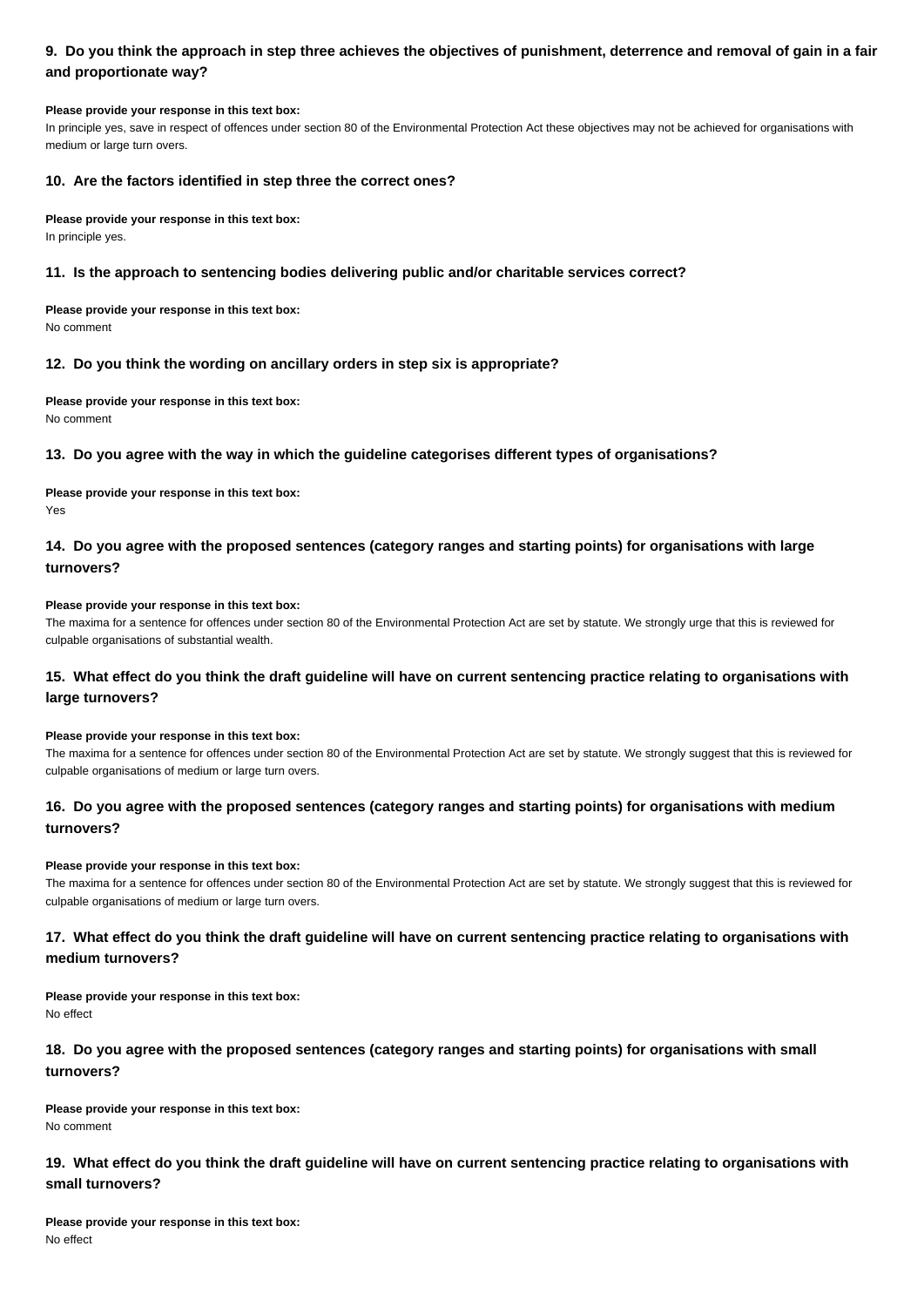### 9. Do you think the approach in step three achieves the objectives of punishment, deterrence and removal of gain in a fair and proportionate way?

**Please provide your response in this text box:**
In principle yes, save in respect of offences under section 80 of the Environmental Protection Act these objectives may not be achieved for organisations with medium or large turn overs.

### 10. Are the factors identified in step three the correct ones?

**Please provide your response in this text box:**
In principle yes.

### 11. Is the approach to sentencing bodies delivering public and/or charitable services correct?

**Please provide your response in this text box:**
No comment

### 12. Do you think the wording on ancillary orders in step six is appropriate?

**Please provide your response in this text box:**
No comment

### 13. Do you agree with the way in which the guideline categorises different types of organisations?

**Please provide your response in this text box:**
Yes

### 14. Do you agree with the proposed sentences (category ranges and starting points) for organisations with large turnovers?

**Please provide your response in this text box:**
The maxima for a sentence for offences under section 80 of the Environmental Protection Act are set by statute. We strongly urge that this is reviewed for culpable organisations of substantial wealth.

### 15. What effect do you think the draft guideline will have on current sentencing practice relating to organisations with large turnovers?

**Please provide your response in this text box:**
The maxima for a sentence for offences under section 80 of the Environmental Protection Act are set by statute. We strongly suggest that this is reviewed for culpable organisations of medium or large turn overs.

### 16. Do you agree with the proposed sentences (category ranges and starting points) for organisations with medium turnovers?

**Please provide your response in this text box:**
The maxima for a sentence for offences under section 80 of the Environmental Protection Act are set by statute. We strongly suggest that this is reviewed for culpable organisations of medium or large turn overs.

### 17. What effect do you think the draft guideline will have on current sentencing practice relating to organisations with medium turnovers?

**Please provide your response in this text box:**
No effect

### 18. Do you agree with the proposed sentences (category ranges and starting points) for organisations with small turnovers?

**Please provide your response in this text box:**
No comment

### 19. What effect do you think the draft guideline will have on current sentencing practice relating to organisations with small turnovers?

**Please provide your response in this text box:**
No effect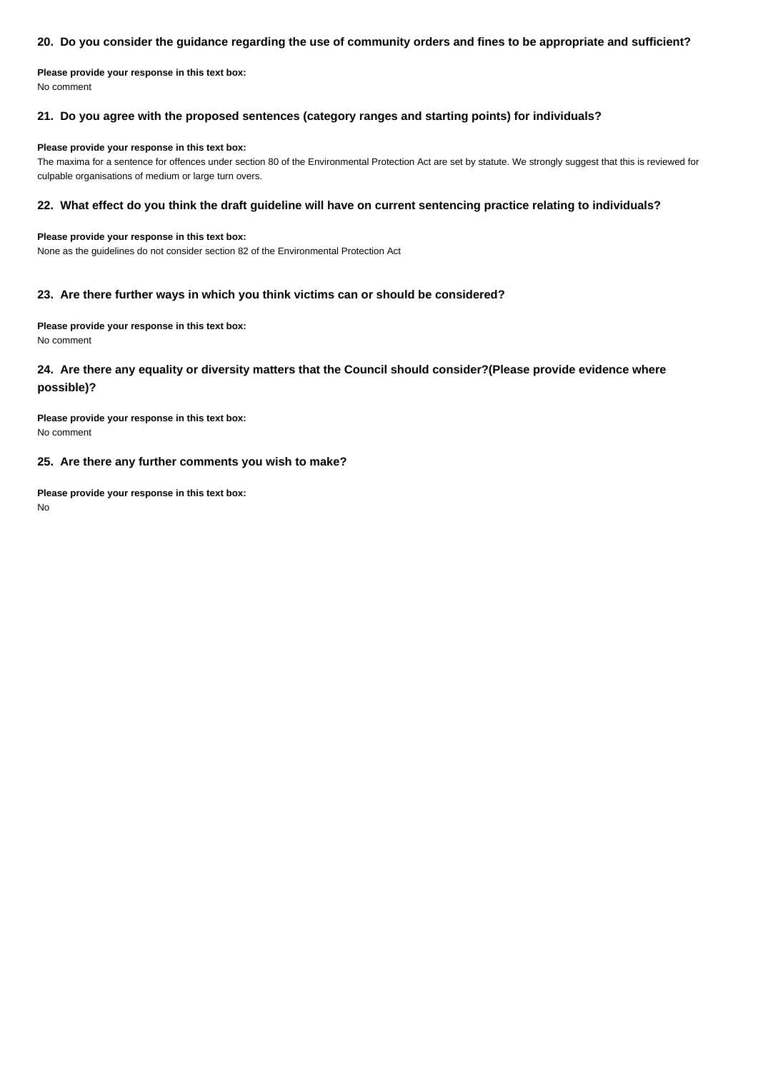**20. Do you consider the guidance regarding the use of community orders and fines to be appropriate and sufficient?**

**Please provide your response in this text box:**
No comment

**21. Do you agree with the proposed sentences (category ranges and starting points) for individuals?**

**Please provide your response in this text box:**
The maxima for a sentence for offences under section 80 of the Environmental Protection Act are set by statute. We strongly suggest that this is reviewed for culpable organisations of medium or large turn overs.

**22. What effect do you think the draft guideline will have on current sentencing practice relating to individuals?**

**Please provide your response in this text box:**
None as the guidelines do not consider section 82 of the Environmental Protection Act

**23. Are there further ways in which you think victims can or should be considered?**

**Please provide your response in this text box:**
No comment

**24. Are there any equality or diversity matters that the Council should consider?(Please provide evidence where possible)?**

**Please provide your response in this text box:**
No comment

**25. Are there any further comments you wish to make?**

**Please provide your response in this text box:**
No